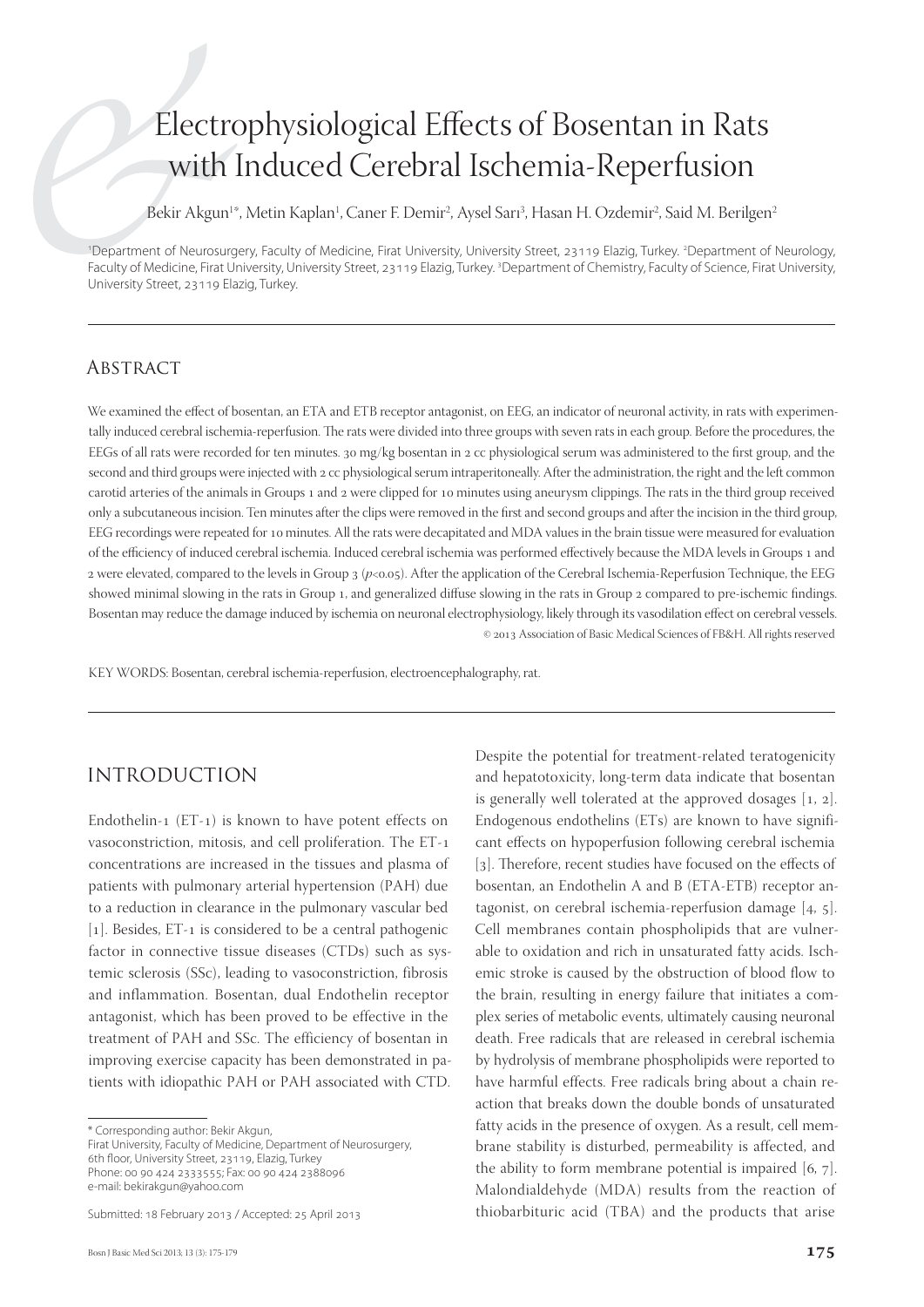# Electrophysiological Effects of Bosentan in Rats with Induced Cerebral Ischemia-Reperfusion

Bekir Akgun[1*], Metin Kaplan[1], Caner F. Demir[2], Aysel Sarı[3], Hasan H. Ozdemir[2], Said M. Berilgen[2]

[1]Department of Neurosurgery, Faculty of Medicine, Firat University, University Street, 23119 Elazig, Turkey. [2]Department of Neurology, Faculty of Medicine, Firat University, University Street, 23119 Elazig, Turkey. [3]Department of Chemistry, Faculty of Science, Firat University, University Street, 23119 Elazig, Turkey.

## Abstract

We examined the effect of bosentan, an ETA and ETB receptor antagonist, on EEG, an indicator of neuronal activity, in rats with experimentally induced cerebral ischemia-reperfusion. The rats were divided into three groups with seven rats in each group. Before the procedures, the EEGs of all rats were recorded for ten minutes. 30 mg/kg bosentan in 2 cc physiological serum was administered to the first group, and the second and third groups were injected with 2 cc physiological serum intraperitoneally. After the administration, the right and the left common carotid arteries of the animals in Groups 1 and 2 were clipped for 10 minutes using aneurysm clippings. The rats in the third group received only a subcutaneous incision. Ten minutes after the clips were removed in the first and second groups and after the incision in the third group, EEG recordings were repeated for 10 minutes. All the rats were decapitated and MDA values in the brain tissue were measured for evaluation of the efficiency of induced cerebral ischemia. Induced cerebral ischemia was performed effectively because the MDA levels in Groups 1 and 2 were elevated, compared to the levels in Group 3 ($p<0.05$). After the application of the Cerebral Ischemia-Reperfusion Technique, the EEG showed minimal slowing in the rats in Group 1, and generalized diffuse slowing in the rats in Group 2 compared to pre-ischemic findings. Bosentan may reduce the damage induced by ischemia on neuronal electrophysiology, likely through its vasodilation effect on cerebral vessels.

© 2013 Association of Basic Medical Sciences of FB&H. All rights reserved

KEY WORDS: Bosentan, cerebral ischemia-reperfusion, electroencephalography, rat.

## Introduction

Endothelin-1 (ET-1) is known to have potent effects on vasoconstriction, mitosis, and cell proliferation. The ET-1 concentrations are increased in the tissues and plasma of patients with pulmonary arterial hypertension (PAH) due to a reduction in clearance in the pulmonary vascular bed [1]. Besides, ET-1 is considered to be a central pathogenic factor in connective tissue diseases (CTDs) such as systemic sclerosis (SSc), leading to vasoconstriction, fibrosis and inflammation. Bosentan, dual Endothelin receptor antagonist, which has been proved to be effective in the treatment of PAH and SSc. The efficiency of bosentan in improving exercise capacity has been demonstrated in patients with idiopathic PAH or PAH associated with CTD. Despite the potential for treatment-related teratogenicity and hepatotoxicity, long-term data indicate that bosentan is generally well tolerated at the approved dosages [1, 2]. Endogenous endothelins (ETs) are known to have significant effects on hypoperfusion following cerebral ischemia [3]. Therefore, recent studies have focused on the effects of bosentan, an Endothelin A and B (ETA-ETB) receptor antagonist, on cerebral ischemia-reperfusion damage [4, 5]. Cell membranes contain phospholipids that are vulnerable to oxidation and rich in unsaturated fatty acids. Ischemic stroke is caused by the obstruction of blood flow to the brain, resulting in energy failure that initiates a complex series of metabolic events, ultimately causing neuronal death. Free radicals that are released in cerebral ischemia by hydrolysis of membrane phospholipids were reported to have harmful effects. Free radicals bring about a chain reaction that breaks down the double bonds of unsaturated fatty acids in the presence of oxygen. As a result, cell membrane stability is disturbed, permeability is affected, and the ability to form membrane potential is impaired [6, 7]. Malondialdehyde (MDA) results from the reaction of thiobarbituric acid (TBA) and the products that arise

\* Corresponding author: Bekir Akgun,
Firat University, Faculty of Medicine, Department of Neurosurgery,
6th floor, University Street, 23119, Elazig, Turkey
Phone: 00 90 424 2333555; Fax: 00 90 424 2388096
e-mail: bekirakgun@yahoo.com

Submitted: 18 February 2013 / Accepted: 25 April 2013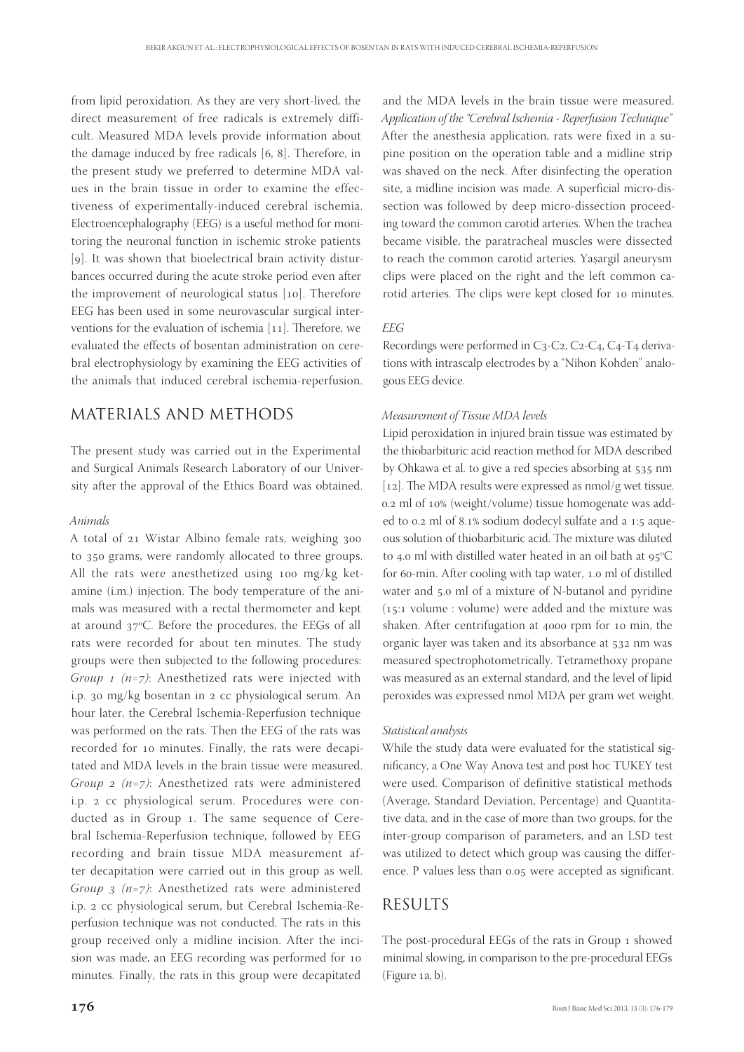from lipid peroxidation. As they are very short-lived, the direct measurement of free radicals is extremely difficult. Measured MDA levels provide information about the damage induced by free radicals [6, 8]. Therefore, in the present study we preferred to determine MDA values in the brain tissue in order to examine the effectiveness of experimentally-induced cerebral ischemia. Electroencephalography (EEG) is a useful method for monitoring the neuronal function in ischemic stroke patients [9]. It was shown that bioelectrical brain activity disturbances occurred during the acute stroke period even after the improvement of neurological status [10]. Therefore EEG has been used in some neurovascular surgical interventions for the evaluation of ischemia [11]. Therefore, we evaluated the effects of bosentan administration on cerebral electrophysiology by examining the EEG activities of the animals that induced cerebral ischemia-reperfusion.

## MATERIALS AND METHODS

The present study was carried out in the Experimental and Surgical Animals Research Laboratory of our University after the approval of the Ethics Board was obtained.

### *Animals*

A total of 21 Wistar Albino female rats, weighing 300 to 350 grams, were randomly allocated to three groups. All the rats were anesthetized using 100 mg/kg ketamine (i.m.) injection. The body temperature of the animals was measured with a rectal thermometer and kept at around 37°C. Before the procedures, the EEGs of all rats were recorded for about ten minutes. The study groups were then subjected to the following procedures: *Group 1 (n=7)*: Anesthetized rats were injected with i.p. 30 mg/kg bosentan in 2 cc physiological serum. An hour later, the Cerebral Ischemia-Reperfusion technique was performed on the rats. Then the EEG of the rats was recorded for 10 minutes. Finally, the rats were decapitated and MDA levels in the brain tissue were measured. *Group 2 (n=7)*: Anesthetized rats were administered i.p. 2 cc physiological serum. Procedures were conducted as in Group 1. The same sequence of Cerebral Ischemia-Reperfusion technique, followed by EEG recording and brain tissue MDA measurement after decapitation were carried out in this group as well. *Group 3 (n=7)*: Anesthetized rats were administered i.p. 2 cc physiological serum, but Cerebral Ischemia-Reperfusion technique was not conducted. The rats in this group received only a midline incision. After the incision was made, an EEG recording was performed for 10 minutes. Finally, the rats in this group were decapitated and the MDA levels in the brain tissue were measured.

### *Application of the "Cerebral Ischemia - Reperfusion Technique"*

After the anesthesia application, rats were fixed in a supine position on the operation table and a midline strip was shaved on the neck. After disinfecting the operation site, a midline incision was made. A superficial micro-dissection was followed by deep micro-dissection proceeding toward the common carotid arteries. When the trachea became visible, the paratracheal muscles were dissected to reach the common carotid arteries. Yaşargil aneurysm clips were placed on the right and the left common carotid arteries. The clips were kept closed for 10 minutes.

### *EEG*

Recordings were performed in C3-C2, C2-C4, C4-T4 derivations with intrascalp electrodes by a "Nihon Kohden" analogous EEG device.

### *Measurement of Tissue MDA levels*

Lipid peroxidation in injured brain tissue was estimated by the thiobarbituric acid reaction method for MDA described by Ohkawa et al. to give a red species absorbing at 535 nm [12]. The MDA results were expressed as nmol/g wet tissue. 0.2 ml of 10% (weight/volume) tissue homogenate was added to 0.2 ml of 8.1% sodium dodecyl sulfate and a 1:5 aqueous solution of thiobarbituric acid. The mixture was diluted to 4.0 ml with distilled water heated in an oil bath at 95°C for 60-min. After cooling with tap water, 1.0 ml of distilled water and 5.0 ml of a mixture of N-butanol and pyridine (15:1 volume : volume) were added and the mixture was shaken. After centrifugation at 4000 rpm for 10 min, the organic layer was taken and its absorbance at 532 nm was measured spectrophotometrically. Tetramethoxy propane was measured as an external standard, and the level of lipid peroxides was expressed nmol MDA per gram wet weight.

### *Statistical analysis*

While the study data were evaluated for the statistical significancy, a One Way Anova test and post hoc TUKEY test were used. Comparison of definitive statistical methods (Average, Standard Deviation, Percentage) and Quantitative data, and in the case of more than two groups, for the inter-group comparison of parameters, and an LSD test was utilized to detect which group was causing the difference. P values less than 0.05 were accepted as significant.

## RESULTS

The post-procedural EEGs of the rats in Group 1 showed minimal slowing, in comparison to the pre-procedural EEGs (Figure 1a, b).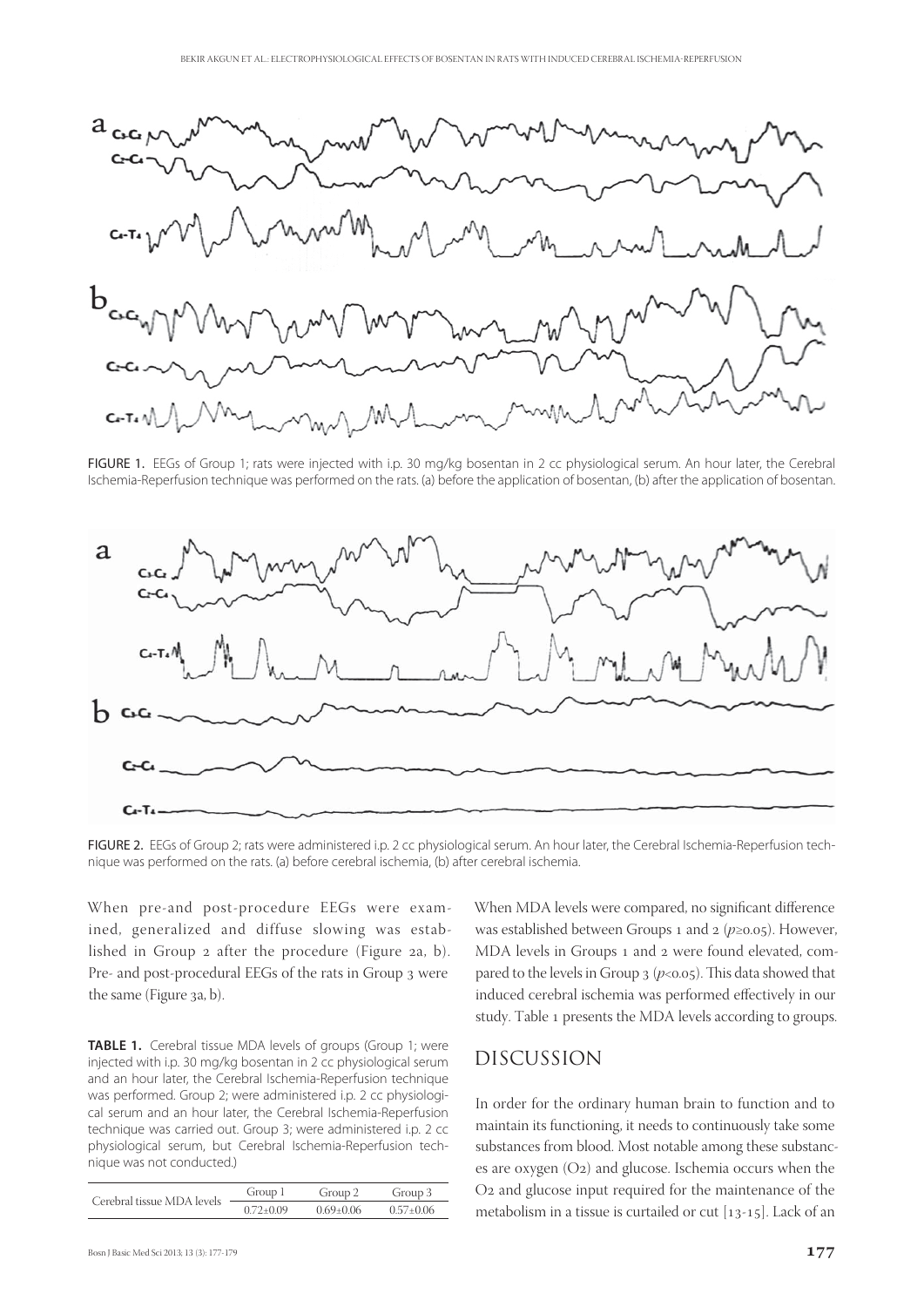FIGURE 1. EEGs of Group 1; rats were injected with i.p. 30 mg/kg bosentan in 2 cc physiological serum. An hour later, the Cerebral Ischemia-Reperfusion technique was performed on the rats. (a) before the application of bosentan, (b) after the application of bosentan.

FIGURE 2. EEGs of Group 2; rats were administered i.p. 2 cc physiological serum. An hour later, the Cerebral Ischemia-Reperfusion technique was performed on the rats. (a) before cerebral ischemia, (b) after cerebral ischemia.

When pre-and post-procedure EEGs were examined, generalized and diffuse slowing was established in Group 2 after the procedure (Figure 2a, b). Pre- and post-procedural EEGs of the rats in Group 3 were the same (Figure 3a, b).

**TABLE 1.** Cerebral tissue MDA levels of groups (Group 1; were injected with i.p. 30 mg/kg bosentan in 2 cc physiological serum and an hour later, the Cerebral Ischemia-Reperfusion technique was performed. Group 2; were administered i.p. 2 cc physiological serum and an hour later, the Cerebral Ischemia-Reperfusion technique was carried out. Group 3; were administered i.p. 2 cc physiological serum, but Cerebral Ischemia-Reperfusion technique was not conducted.)

| Cerebral tissue MDA levels | Group 1 | Group 2 | Group 3 |
|---|---|---|---|
| | 0.72±0.09 | 0.69±0.06 | 0.57±0.06 |

When MDA levels were compared, no significant difference was established between Groups 1 and 2 ($p \geq 0.05$). However, MDA levels in Groups 1 and 2 were found elevated, compared to the levels in Group 3 ($p < 0.05$). This data showed that induced cerebral ischemia was performed effectively in our study. Table 1 presents the MDA levels according to groups.

## DISCUSSION

In order for the ordinary human brain to function and to maintain its functioning, it needs to continuously take some substances from blood. Most notable among these substances are oxygen ($O_2$) and glucose. Ischemia occurs when the $O_2$ and glucose input required for the maintenance of the metabolism in a tissue is curtailed or cut [13-15]. Lack of an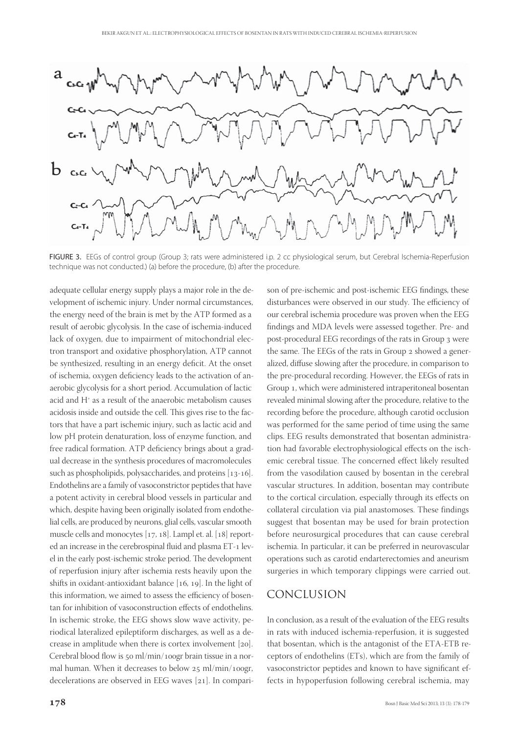FIGURE 3. EEGs of control group (Group 3; rats were administered i.p. 2 cc physiological serum, but Cerebral Ischemia-Reperfusion technique was not conducted.) (a) before the procedure, (b) after the procedure.

adequate cellular energy supply plays a major role in the development of ischemic injury. Under normal circumstances, the energy need of the brain is met by the ATP formed as a result of aerobic glycolysis. In the case of ischemia-induced lack of oxygen, due to impairment of mitochondrial electron transport and oxidative phosphorylation, ATP cannot be synthesized, resulting in an energy deficit. At the onset of ischemia, oxygen deficiency leads to the activation of anaerobic glycolysis for a short period. Accumulation of lactic acid and $H^+$ as a result of the anaerobic metabolism causes acidosis inside and outside the cell. This gives rise to the factors that have a part ischemic injury, such as lactic acid and low pH protein denaturation, loss of enzyme function, and free radical formation. ATP deficiency brings about a gradual decrease in the synthesis procedures of macromolecules such as phospholipids, polysaccharides, and proteins [13-16]. Endothelins are a family of vasoconstrictor peptides that have a potent activity in cerebral blood vessels in particular and which, despite having been originally isolated from endothelial cells, are produced by neurons, glial cells, vascular smooth muscle cells and monocytes [17, 18]. Lampl et. al. [18] reported an increase in the cerebrospinal fluid and plasma ET-1 level in the early post-ischemic stroke period. The development of reperfusion injury after ischemia rests heavily upon the shifts in oxidant-antioxidant balance [16, 19]. In the light of this information, we aimed to assess the efficiency of bosentan for inhibition of vasoconstruction effects of endothelins. In ischemic stroke, the EEG shows slow wave activity, periodical lateralized epileptiform discharges, as well as a decrease in amplitude when there is cortex involvement [20]. Cerebral blood flow is 50 ml/min/100gr brain tissue in a normal human. When it decreases to below 25 ml/min/100gr, decelerations are observed in EEG waves [21]. In comparison of pre-ischemic and post-ischemic EEG findings, these disturbances were observed in our study. The efficiency of our cerebral ischemia procedure was proven when the EEG findings and MDA levels were assessed together. Pre- and post-procedural EEG recordings of the rats in Group 3 were the same. The EEGs of the rats in Group 2 showed a generalized, diffuse slowing after the procedure, in comparison to the pre-procedural recording. However, the EEGs of rats in Group 1, which were administered intraperitoneal bosentan revealed minimal slowing after the procedure, relative to the recording before the procedure, although carotid occlusion was performed for the same period of time using the same clips. EEG results demonstrated that bosentan administration had favorable electrophysiological effects on the ischemic cerebral tissue. The concerned effect likely resulted from the vasodilation caused by bosentan in the cerebral vascular structures. In addition, bosentan may contribute to the cortical circulation, especially through its effects on collateral circulation via pial anastomoses. These findings suggest that bosentan may be used for brain protection before neurosurgical procedures that can cause cerebral ischemia. In particular, it can be preferred in neurovascular operations such as carotid endarterectomies and aneurism surgeries in which temporary clippings were carried out.

## CONCLUSION

In conclusion, as a result of the evaluation of the EEG results in rats with induced ischemia-reperfusion, it is suggested that bosentan, which is the antagonist of the ETA-ETB receptors of endothelins (ETs), which are from the family of vasoconstrictor peptides and known to have significant effects in hypoperfusion following cerebral ischemia, may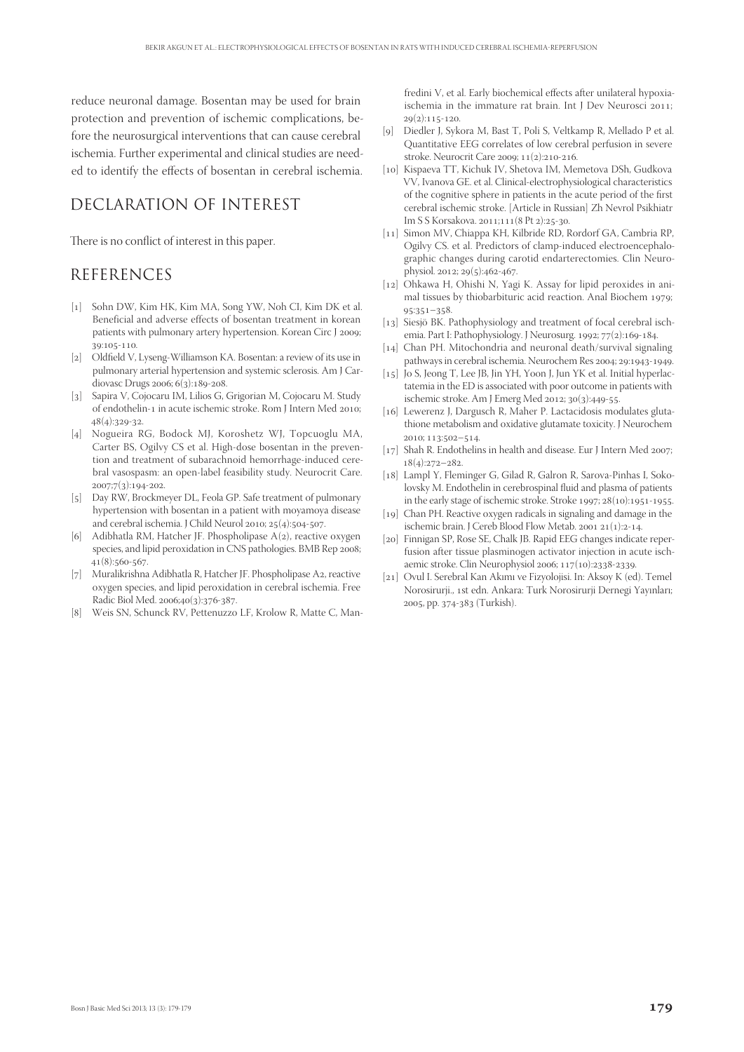reduce neuronal damage. Bosentan may be used for brain protection and prevention of ischemic complications, before the neurosurgical interventions that can cause cerebral ischemia. Further experimental and clinical studies are needed to identify the effects of bosentan in cerebral ischemia.

## DECLARATION OF INTEREST

There is no conflict of interest in this paper.

## REFERENCES

[1] Sohn DW, Kim HK, Kim MA, Song YW, Noh CI, Kim DK et al. Beneficial and adverse effects of bosentan treatment in korean patients with pulmonary artery hypertension. Korean Circ J 2009; 39:105-110.

[2] Oldfield V, Lyseng-Williamson KA. Bosentan: a review of its use in pulmonary arterial hypertension and systemic sclerosis. Am J Cardiovasc Drugs 2006; 6(3):189-208.

[3] Sapira V, Cojocaru IM, Lilios G, Grigorian M, Cojocaru M. Study of endothelin-1 in acute ischemic stroke. Rom J Intern Med 2010; 48(4):329-32.

[4] Nogueira RG, Bodock MJ, Koroshetz WJ, Topcuoglu MA, Carter BS, Ogilvy CS et al. High-dose bosentan in the prevention and treatment of subarachnoid hemorrhage-induced cerebral vasospasm: an open-label feasibility study. Neurocrit Care. 2007;7(3):194-202.

[5] Day RW, Brockmeyer DL, Feola GP. Safe treatment of pulmonary hypertension with bosentan in a patient with moyamoya disease and cerebral ischemia. J Child Neurol 2010; 25(4):504-507.

[6] Adibhatla RM, Hatcher JF. Phospholipase A(2), reactive oxygen species, and lipid peroxidation in CNS pathologies. BMB Rep 2008; 41(8):560-567.

[7] Muralikrishna Adibhatla R, Hatcher JF. Phospholipase A2, reactive oxygen species, and lipid peroxidation in cerebral ischemia. Free Radic Biol Med. 2006;40(3):376-387.

[8] Weis SN, Schunck RV, Pettenuzzo LF, Krolow R, Matte C, Manfredini V, et al. Early biochemical effects after unilateral hypoxia-ischemia in the immature rat brain. Int J Dev Neurosci 2011; 29(2):115-120.

[9] Diedler J, Sykora M, Bast T, Poli S, Veltkamp R, Mellado P et al. Quantitative EEG correlates of low cerebral perfusion in severe stroke. Neurocrit Care 2009; 11(2):210-216.

[10] Kispaeva TT, Kichuk IV, Shetova IM, Memetova DSh, Gudkova VV, Ivanova GE. et al. Clinical-electrophysiological characteristics of the cognitive sphere in patients in the acute period of the first cerebral ischemic stroke. [Article in Russian] Zh Nevrol Psikhiatr Im S S Korsakova. 2011;111(8 Pt 2):25-30.

[11] Simon MV, Chiappa KH, Kilbride RD, Rordorf GA, Cambria RP, Ogilvy CS. et al. Predictors of clamp-induced electroencephalographic changes during carotid endarterectomies. Clin Neurophysiol. 2012; 29(5):462-467.

[12] Ohkawa H, Ohishi N, Yagi K. Assay for lipid peroxides in animal tissues by thiobarbituric acid reaction. Anal Biochem 1979; 95:351–358.

[13] Siesjö BK. Pathophysiology and treatment of focal cerebral ischemia. Part I: Pathophysiology. J Neurosurg. 1992; 77(2):169-184.

[14] Chan PH. Mitochondria and neuronal death/survival signaling pathways in cerebral ischemia. Neurochem Res 2004; 29:1943-1949.

[15] Jo S, Jeong T, Lee JB, Jin YH, Yoon J, Jun YK et al. Initial hyperlactatemia in the ED is associated with poor outcome in patients with ischemic stroke. Am J Emerg Med 2012; 30(3):449-55.

[16] Lewerenz J, Dargusch R, Maher P. Lactacidosis modulates glutathione metabolism and oxidative glutamate toxicity. J Neurochem 2010; 113:502–514.

[17] Shah R. Endothelins in health and disease. Eur J Intern Med 2007; 18(4):272–282.

[18] Lampl Y, Fleminger G, Gilad R, Galron R, Sarova-Pinhas I, Sokolovsky M. Endothelin in cerebrospinal fluid and plasma of patients in the early stage of ischemic stroke. Stroke 1997; 28(10):1951-1955.

[19] Chan PH. Reactive oxygen radicals in signaling and damage in the ischemic brain. J Cereb Blood Flow Metab. 2001 21(1):2-14.

[20] Finnigan SP, Rose SE, Chalk JB. Rapid EEG changes indicate reperfusion after tissue plasminogen activator injection in acute ischaemic stroke. Clin Neurophysiol 2006; 117(10):2338-2339.

[21] Ovul I. Serebral Kan Akımı ve Fizyolojisi. In: Aksoy K (ed). Temel Norosirurji., 1st edn. Ankara: Turk Norosirurji Dernegi Yayınları; 2005, pp. 374-383 (Turkish).